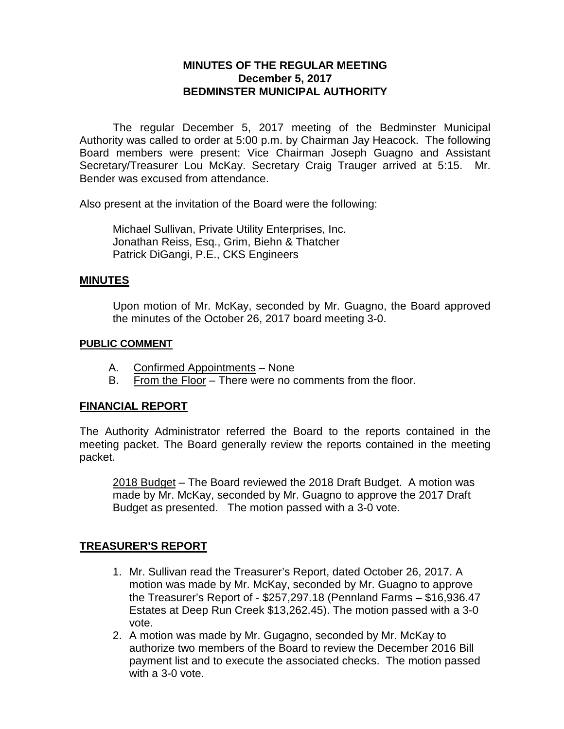**MINUTES OF THE REGULAR MEETING**
**December 5, 2017**
**BEDMINSTER MUNICIPAL AUTHORITY**

The regular December 5, 2017 meeting of the Bedminster Municipal Authority was called to order at 5:00 p.m. by Chairman Jay Heacock. The following Board members were present: Vice Chairman Joseph Guagno and Assistant Secretary/Treasurer Lou McKay. Secretary Craig Trauger arrived at 5:15. Mr. Bender was excused from attendance.

Also present at the invitation of the Board were the following:

Michael Sullivan, Private Utility Enterprises, Inc.
Jonathan Reiss, Esq., Grim, Biehn & Thatcher
Patrick DiGangi, P.E., CKS Engineers

## MINUTES

Upon motion of Mr. McKay, seconded by Mr. Guagno, the Board approved the minutes of the October 26, 2017 board meeting 3-0.

### PUBLIC COMMENT

A. Confirmed Appointments – None
B. From the Floor – There were no comments from the floor.

## FINANCIAL REPORT

The Authority Administrator referred the Board to the reports contained in the meeting packet. The Board generally review the reports contained in the meeting packet.

2018 Budget – The Board reviewed the 2018 Draft Budget. A motion was made by Mr. McKay, seconded by Mr. Guagno to approve the 2017 Draft Budget as presented. The motion passed with a 3-0 vote.

## TREASURER'S REPORT

1. Mr. Sullivan read the Treasurer's Report, dated October 26, 2017. A motion was made by Mr. McKay, seconded by Mr. Guagno to approve the Treasurer's Report of - $257,297.18 (Pennland Farms – $16,936.47 Estates at Deep Run Creek $13,262.45). The motion passed with a 3-0 vote.
2. A motion was made by Mr. Gugagno, seconded by Mr. McKay to authorize two members of the Board to review the December 2016 Bill payment list and to execute the associated checks. The motion passed with a 3-0 vote.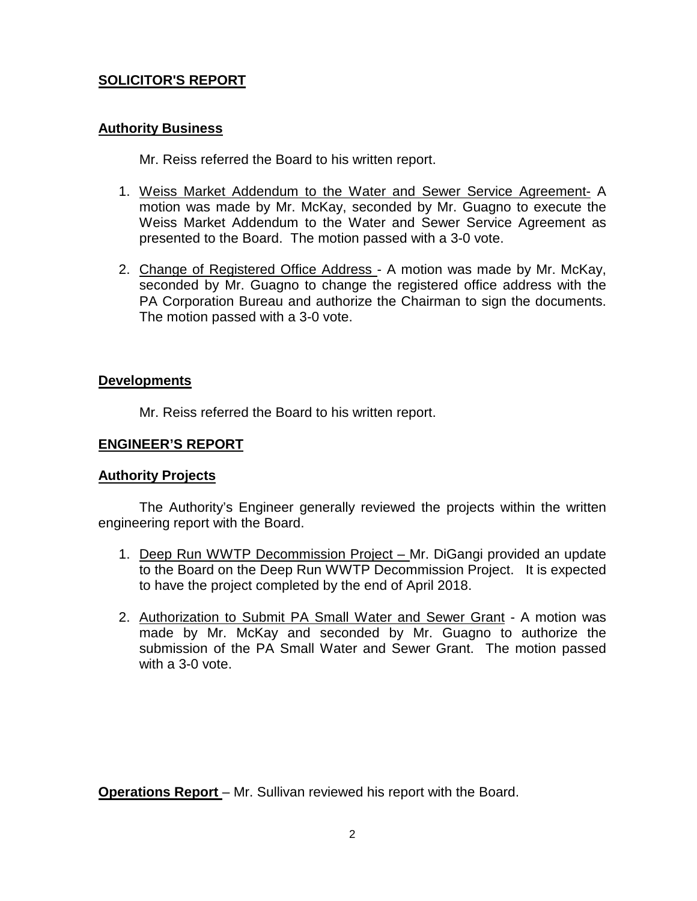## **SOLICITOR'S REPORT**

### **Authority Business**

Mr. Reiss referred the Board to his written report.

1. Weiss Market Addendum to the Water and Sewer Service Agreement- A motion was made by Mr. McKay, seconded by Mr. Guagno to execute the Weiss Market Addendum to the Water and Sewer Service Agreement as presented to the Board. The motion passed with a 3-0 vote.

2. Change of Registered Office Address - A motion was made by Mr. McKay, seconded by Mr. Guagno to change the registered office address with the PA Corporation Bureau and authorize the Chairman to sign the documents. The motion passed with a 3-0 vote.

### **Developments**

Mr. Reiss referred the Board to his written report.

## **ENGINEER'S REPORT**

### **Authority Projects**

The Authority's Engineer generally reviewed the projects within the written engineering report with the Board.

1. Deep Run WWTP Decommission Project – Mr. DiGangi provided an update to the Board on the Deep Run WWTP Decommission Project. It is expected to have the project completed by the end of April 2018.

2. Authorization to Submit PA Small Water and Sewer Grant - A motion was made by Mr. McKay and seconded by Mr. Guagno to authorize the submission of the PA Small Water and Sewer Grant. The motion passed with a 3-0 vote.

**Operations Report** – Mr. Sullivan reviewed his report with the Board.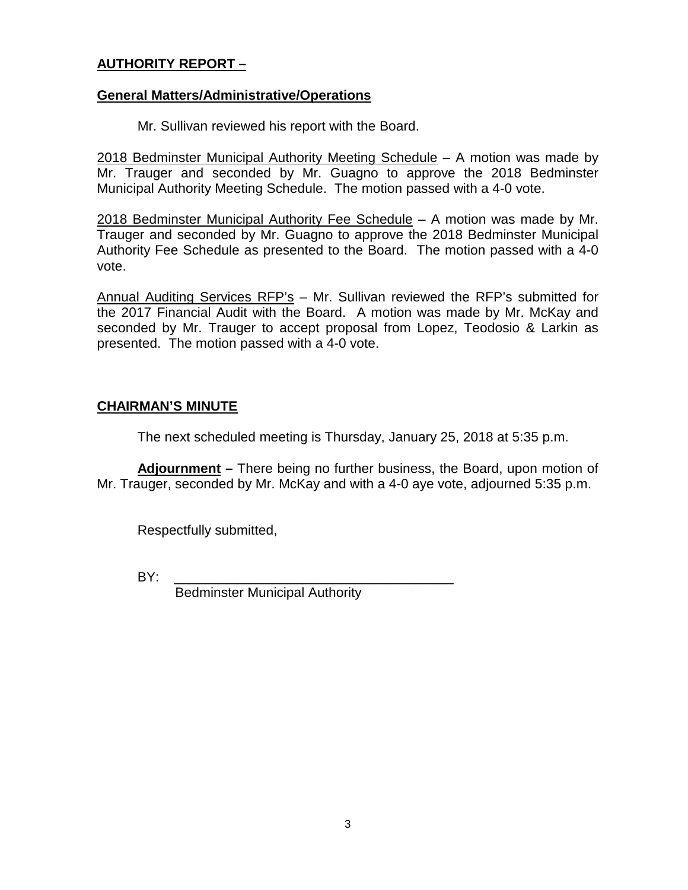## AUTHORITY REPORT –

### General Matters/Administrative/Operations

Mr. Sullivan reviewed his report with the Board.

2018 Bedminster Municipal Authority Meeting Schedule – A motion was made by Mr. Trauger and seconded by Mr. Guagno to approve the 2018 Bedminster Municipal Authority Meeting Schedule. The motion passed with a 4-0 vote.

2018 Bedminster Municipal Authority Fee Schedule – A motion was made by Mr. Trauger and seconded by Mr. Guagno to approve the 2018 Bedminster Municipal Authority Fee Schedule as presented to the Board. The motion passed with a 4-0 vote.

Annual Auditing Services RFP's – Mr. Sullivan reviewed the RFP's submitted for the 2017 Financial Audit with the Board. A motion was made by Mr. McKay and seconded by Mr. Trauger to accept proposal from Lopez, Teodosio & Larkin as presented. The motion passed with a 4-0 vote.

## CHAIRMAN'S MINUTE

The next scheduled meeting is Thursday, January 25, 2018 at 5:35 p.m.

**Adjournment –** There being no further business, the Board, upon motion of Mr. Trauger, seconded by Mr. McKay and with a 4-0 aye vote, adjourned 5:35 p.m.

Respectfully submitted,

BY: ______________________________________
Bedminster Municipal Authority